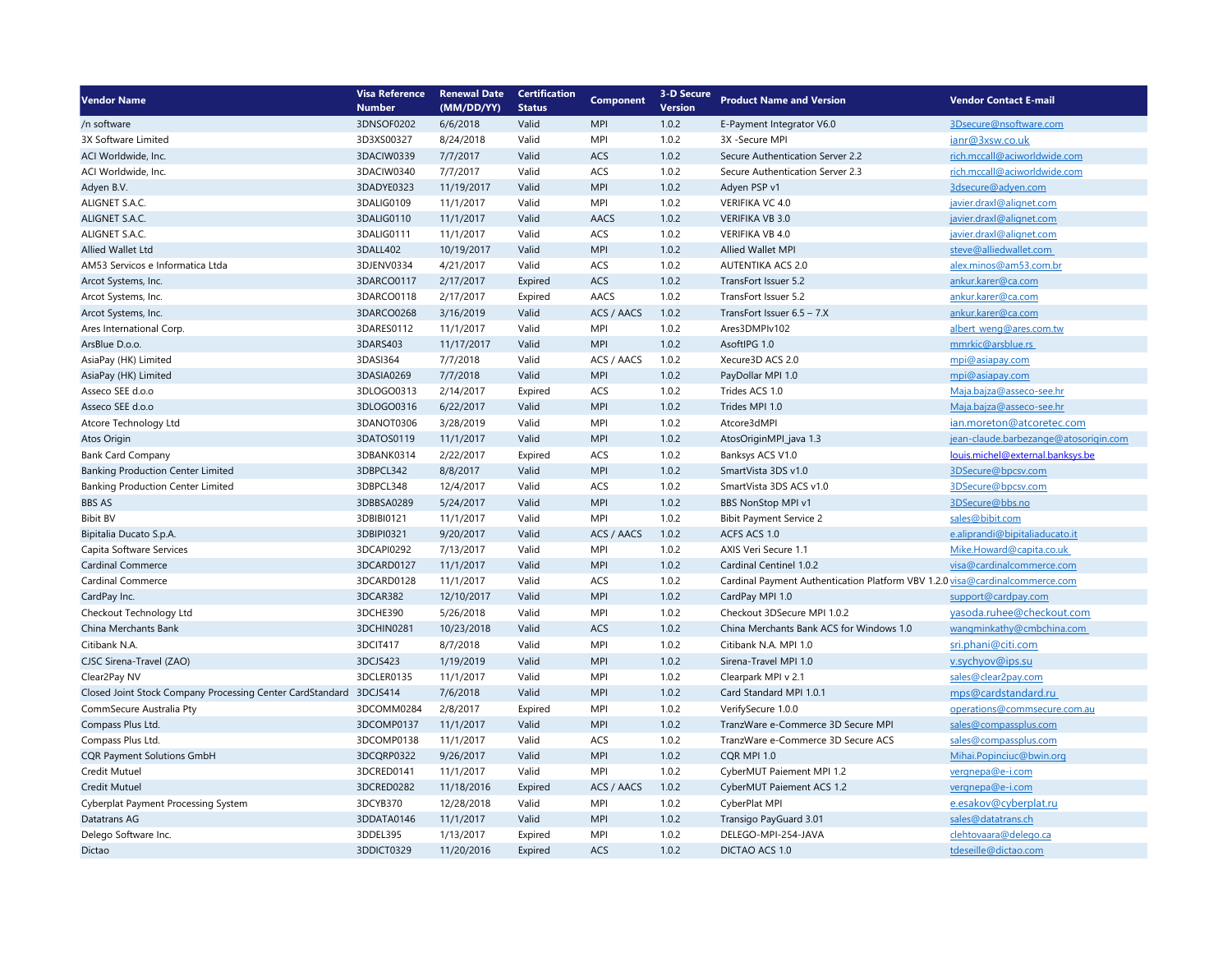| Vendor Name | Visa Reference Number | Renewal Date (MM/DD/YY) | Certification Status | Component | 3-D Secure Version | Product Name and Version | Vendor Contact E-mail |
|---|---|---|---|---|---|---|---|
| /n software | 3DNSOF0202 | 6/6/2018 | Valid | MPI | 1.0.2 | E-Payment Integrator V6.0 | 3Dsecure@nsoftware.com |
| 3X Software Limited | 3D3XS00327 | 8/24/2018 | Valid | MPI | 1.0.2 | 3X -Secure MPI | ianr@3xsw.co.uk |
| ACI Worldwide, Inc. | 3DACIW0339 | 7/7/2017 | Valid | ACS | 1.0.2 | Secure Authentication Server 2.2 | rich.mccall@aciworldwide.com |
| ACI Worldwide, Inc. | 3DACIW0340 | 7/7/2017 | Valid | ACS | 1.0.2 | Secure Authentication Server 2.3 | rich.mccall@aciworldwide.com |
| Adyen B.V. | 3DADYE0323 | 11/19/2017 | Valid | MPI | 1.0.2 | Adyen PSP v1 | 3dsecure@adyen.com |
| ALIGNET S.A.C. | 3DALIG0109 | 11/1/2017 | Valid | MPI | 1.0.2 | VERIFIKA VC 4.0 | javier.draxl@alignet.com |
| ALIGNET S.A.C. | 3DALIG0110 | 11/1/2017 | Valid | AACS | 1.0.2 | VERIFIKA VB 3.0 | javier.draxl@alignet.com |
| ALIGNET S.A.C. | 3DALIG0111 | 11/1/2017 | Valid | ACS | 1.0.2 | VERIFIKA VB 4.0 | javier.draxl@alignet.com |
| Allied Wallet Ltd | 3DALL402 | 10/19/2017 | Valid | MPI | 1.0.2 | Allied Wallet MPI | steve@alliedwallet.com |
| AM53 Servicos e Informatica Ltda | 3DJENV0334 | 4/21/2017 | Valid | ACS | 1.0.2 | AUTENTIKA ACS 2.0 | alex.minos@am53.com.br |
| Arcot Systems, Inc. | 3DARCO0117 | 2/17/2017 | Expired | ACS | 1.0.2 | TransFort Issuer 5.2 | ankur.karer@ca.com |
| Arcot Systems, Inc. | 3DARCO0118 | 2/17/2017 | Expired | AACS | 1.0.2 | TransFort Issuer 5.2 | ankur.karer@ca.com |
| Arcot Systems, Inc. | 3DARCO0268 | 3/16/2019 | Valid | ACS / AACS | 1.0.2 | TransFort Issuer 6.5 – 7.X | ankur.karer@ca.com |
| Ares International Corp. | 3DARES0112 | 11/1/2017 | Valid | MPI | 1.0.2 | Ares3DMPIv102 | albert_weng@ares.com.tw |
| ArsBlue D.o.o. | 3DARS403 | 11/17/2017 | Valid | MPI | 1.0.2 | AsoftIPG 1.0 | mmrkic@arsblue.rs |
| AsiaPay (HK) Limited | 3DASI364 | 7/7/2018 | Valid | ACS / AACS | 1.0.2 | Xecure3D ACS 2.0 | mpi@asiapay.com |
| AsiaPay (HK) Limited | 3DASIA0269 | 7/7/2018 | Valid | MPI | 1.0.2 | PayDollar MPI 1.0 | mpi@asiapay.com |
| Asseco SEE d.o.o | 3DLOGO0313 | 2/14/2017 | Expired | ACS | 1.0.2 | Trides ACS 1.0 | Maja.bajza@asseco-see.hr |
| Asseco SEE d.o.o | 3DLOGO0316 | 6/22/2017 | Valid | MPI | 1.0.2 | Trides MPI 1.0 | Maja.bajza@asseco-see.hr |
| Atcore Technology Ltd | 3DANOT0306 | 3/28/2019 | Valid | MPI | 1.0.2 | Atcore3dMPI | ian.moreton@atcoretec.com |
| Atos Origin | 3DATOS0119 | 11/1/2017 | Valid | MPI | 1.0.2 | AtosOriginMPI_java 1.3 | jean-claude.barbezange@atosorigin.com |
| Bank Card Company | 3DBANK0314 | 2/22/2017 | Expired | ACS | 1.0.2 | Banksys ACS V1.0 | louis.michel@external.banksys.be |
| Banking Production Center Limited | 3DBPCL342 | 8/8/2017 | Valid | MPI | 1.0.2 | SmartVista 3DS v1.0 | 3DSecure@bpcsv.com |
| Banking Production Center Limited | 3DBPCL348 | 12/4/2017 | Valid | ACS | 1.0.2 | SmartVista 3DS ACS v1.0 | 3DSecure@bpcsv.com |
| BBS AS | 3DBBSA0289 | 5/24/2017 | Valid | MPI | 1.0.2 | BBS NonStop MPI v1 | 3DSecure@bbs.no |
| Bibit BV | 3DBIBI0121 | 11/1/2017 | Valid | MPI | 1.0.2 | Bibit Payment Service 2 | sales@bibit.com |
| Bipitalia Ducato S.p.A. | 3DBIPI0321 | 9/20/2017 | Valid | ACS / AACS | 1.0.2 | ACFS ACS 1.0 | e.aliprandi@bipitaliaducato.it |
| Capita Software Services | 3DCAPI0292 | 7/13/2017 | Valid | MPI | 1.0.2 | AXIS Veri Secure 1.1 | Mike.Howard@capita.co.uk |
| Cardinal Commerce | 3DCARD0127 | 11/1/2017 | Valid | MPI | 1.0.2 | Cardinal Centinel 1.0.2 | visa@cardinalcommerce.com |
| Cardinal Commerce | 3DCARD0128 | 11/1/2017 | Valid | ACS | 1.0.2 | Cardinal Payment Authentication Platform VBV 1.2.0 | visa@cardinalcommerce.com |
| CardPay Inc. | 3DCAR382 | 12/10/2017 | Valid | MPI | 1.0.2 | CardPay MPI 1.0 | support@cardpay.com |
| Checkout Technology Ltd | 3DCHE390 | 5/26/2018 | Valid | MPI | 1.0.2 | Checkout 3DSecure MPI 1.0.2 | yasoda.ruhee@checkout.com |
| China Merchants Bank | 3DCHIN0281 | 10/23/2018 | Valid | ACS | 1.0.2 | China Merchants Bank ACS for Windows 1.0 | wangminkathy@cmbchina.com |
| Citibank N.A. | 3DCIT417 | 8/7/2018 | Valid | MPI | 1.0.2 | Citibank N.A. MPI 1.0 | sri.phani@citi.com |
| CJSC Sirena-Travel (ZAO) | 3DCJS423 | 1/19/2019 | Valid | MPI | 1.0.2 | Sirena-Travel MPI 1.0 | v.sychyov@ips.su |
| Clear2Pay NV | 3DCLER0135 | 11/1/2017 | Valid | MPI | 1.0.2 | Clearpark MPI v 2.1 | sales@clear2pay.com |
| Closed Joint Stock Company Processing Center CardStandard | 3DCJS414 | 7/6/2018 | Valid | MPI | 1.0.2 | Card Standard MPI 1.0.1 | mps@cardstandard.ru |
| CommSecure Australia Pty | 3DCOMM0284 | 2/8/2017 | Expired | MPI | 1.0.2 | VerifySecure 1.0.0 | operations@commsecure.com.au |
| Compass Plus Ltd. | 3DCOMP0137 | 11/1/2017 | Valid | MPI | 1.0.2 | TranzWare e-Commerce 3D Secure MPI | sales@compassplus.com |
| Compass Plus Ltd. | 3DCOMP0138 | 11/1/2017 | Valid | ACS | 1.0.2 | TranzWare e-Commerce 3D Secure ACS | sales@compassplus.com |
| CQR Payment Solutions GmbH | 3DCQRP0322 | 9/26/2017 | Valid | MPI | 1.0.2 | CQR MPI 1.0 | Mihai.Popinciuc@bwin.org |
| Credit Mutuel | 3DCRED0141 | 11/1/2017 | Valid | MPI | 1.0.2 | CyberMUT Paiement MPI 1.2 | vergnepa@e-i.com |
| Credit Mutuel | 3DCRED0282 | 11/18/2016 | Expired | ACS / AACS | 1.0.2 | CyberMUT Paiement ACS 1.2 | vergnepa@e-i.com |
| Cyberplat Payment Processing System | 3DCYB370 | 12/28/2018 | Valid | MPI | 1.0.2 | CyberPlat MPI | e.esakov@cyberplat.ru |
| Datatrans AG | 3DDATA0146 | 11/1/2017 | Valid | MPI | 1.0.2 | Transigo PayGuard 3.01 | sales@datatrans.ch |
| Delego Software Inc. | 3DDEL395 | 1/13/2017 | Expired | MPI | 1.0.2 | DELEGO-MPI-254-JAVA | clehtovaara@delego.ca |
| Dictao | 3DDICT0329 | 11/20/2016 | Expired | ACS | 1.0.2 | DICTAO ACS 1.0 | tdeseille@dictao.com |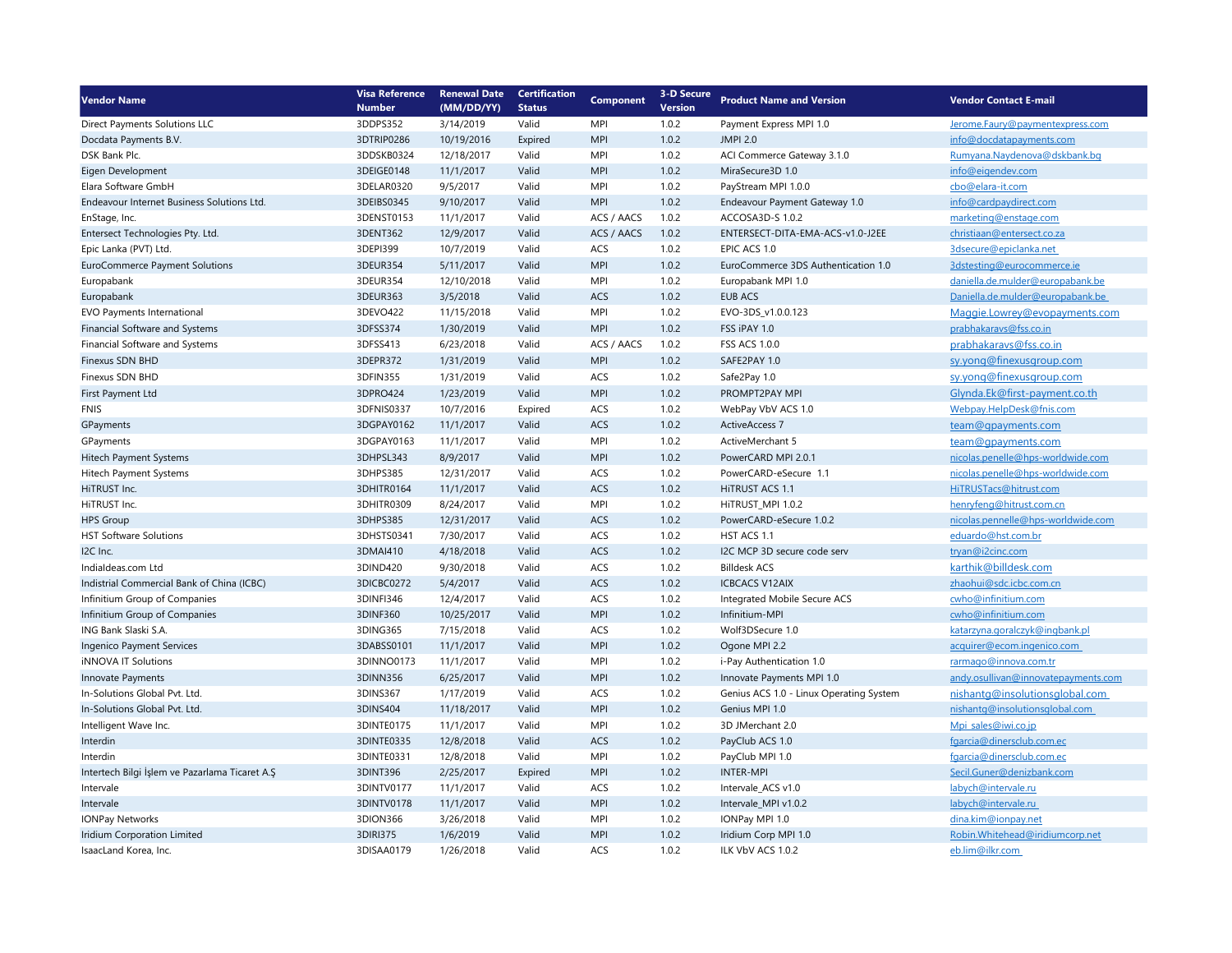| Vendor Name | Visa Reference Number | Renewal Date (MM/DD/YY) | Certification Status | Component | 3-D Secure Version | Product Name and Version | Vendor Contact E-mail |
|---|---|---|---|---|---|---|---|
| Direct Payments Solutions LLC | 3DDPS352 | 3/14/2019 | Valid | MPI | 1.0.2 | Payment Express MPI 1.0 | Jerome.Faury@paymentexpress.com |
| Docdata Payments B.V. | 3DTRIP0286 | 10/19/2016 | Expired | MPI | 1.0.2 | JMPI 2.0 | info@docdatapayments.com |
| DSK Bank Plc. | 3DDSKB0324 | 12/18/2017 | Valid | MPI | 1.0.2 | ACI Commerce Gateway 3.1.0 | Rumyana.Naydenova@dskbank.bg |
| Eigen Development | 3DEIGE0148 | 11/1/2017 | Valid | MPI | 1.0.2 | MiraSecure3D 1.0 | info@eigendev.com |
| Elara Software GmbH | 3DELAR0320 | 9/5/2017 | Valid | MPI | 1.0.2 | PayStream MPI 1.0.0 | cbo@elara-it.com |
| Endeavour Internet Business Solutions Ltd. | 3DEIBS0345 | 9/10/2017 | Valid | MPI | 1.0.2 | Endeavour Payment Gateway 1.0 | info@cardpaydirect.com |
| EnStage, Inc. | 3DENST0153 | 11/1/2017 | Valid | ACS / AACS | 1.0.2 | ACCOSA3D-S 1.0.2 | marketing@enstage.com |
| Entersect Technologies Pty. Ltd. | 3DENT362 | 12/9/2017 | Valid | ACS / AACS | 1.0.2 | ENTERSECT-DITA-EMA-ACS-v1.0-J2EE | christiaan@entersect.co.za |
| Epic Lanka (PVT) Ltd. | 3DEPI399 | 10/7/2019 | Valid | ACS | 1.0.2 | EPIC ACS 1.0 | 3dsecure@epiclanka.net |
| EuroCommerce Payment Solutions | 3DEUR354 | 5/11/2017 | Valid | MPI | 1.0.2 | EuroCommerce 3DS Authentication 1.0 | 3dstesting@eurocommerce.ie |
| Europabank | 3DEUR354 | 12/10/2018 | Valid | MPI | 1.0.2 | Europabank MPI 1.0 | daniella.de.mulder@europabank.be |
| Europabank | 3DEUR363 | 3/5/2018 | Valid | ACS | 1.0.2 | EUB ACS | Daniella.de.mulder@europabank.be |
| EVO Payments International | 3DEVO422 | 11/15/2018 | Valid | MPI | 1.0.2 | EVO-3DS_v1.0.0.123 | Maggie.Lowrey@evopayments.com |
| Financial Software and Systems | 3DFSS374 | 1/30/2019 | Valid | MPI | 1.0.2 | FSS iPAY 1.0 | prabhakaravs@fss.co.in |
| Financial Software and Systems | 3DFSS413 | 6/23/2018 | Valid | ACS / AACS | 1.0.2 | FSS ACS 1.0.0 | prabhakaravs@fss.co.in |
| Finexus SDN BHD | 3DEPR372 | 1/31/2019 | Valid | MPI | 1.0.2 | SAFE2PAY 1.0 | sy.yong@finexusgroup.com |
| Finexus SDN BHD | 3DFIN355 | 1/31/2019 | Valid | ACS | 1.0.2 | Safe2Pay 1.0 | sy.yong@finexusgroup.com |
| First Payment Ltd | 3DPRO424 | 1/23/2019 | Valid | MPI | 1.0.2 | PROMPT2PAY MPI | Glynda.Ek@first-payment.co.th |
| FNIS | 3DFNIS0337 | 10/7/2016 | Expired | ACS | 1.0.2 | WebPay VbV ACS 1.0 | Webpay.HelpDesk@fnis.com |
| GPayments | 3DGPAY0162 | 11/1/2017 | Valid | ACS | 1.0.2 | ActiveAccess 7 | team@gpayments.com |
| GPayments | 3DGPAY0163 | 11/1/2017 | Valid | MPI | 1.0.2 | ActiveMerchant 5 | team@gpayments.com |
| Hitech Payment Systems | 3DHPSL343 | 8/9/2017 | Valid | MPI | 1.0.2 | PowerCARD MPI 2.0.1 | nicolas.penelle@hps-worldwide.com |
| Hitech Payment Systems | 3DHPS385 | 12/31/2017 | Valid | ACS | 1.0.2 | PowerCARD-eSecure 1.1 | nicolas.penelle@hps-worldwide.com |
| HiTRUST Inc. | 3DHITR0164 | 11/1/2017 | Valid | ACS | 1.0.2 | HiTRUST ACS 1.1 | HiTRUSTacs@hitrust.com |
| HiTRUST Inc. | 3DHITR0309 | 8/24/2017 | Valid | MPI | 1.0.2 | HiTRUST_MPI 1.0.2 | henryfeng@hitrust.com.cn |
| HPS Group | 3DHPS385 | 12/31/2017 | Valid | ACS | 1.0.2 | PowerCARD-eSecure 1.0.2 | nicolas.pennelle@hps-worldwide.com |
| HST Software Solutions | 3DHSTS0341 | 7/30/2017 | Valid | ACS | 1.0.2 | HST ACS 1.1 | eduardo@hst.com.br |
| I2C Inc. | 3DMAI410 | 4/18/2018 | Valid | ACS | 1.0.2 | I2C MCP 3D secure code serv | tryan@i2cinc.com |
| IndiaIdeas.com Ltd | 3DIND420 | 9/30/2018 | Valid | ACS | 1.0.2 | Billdesk ACS | karthik@billdesk.com |
| Indistrial Commercial Bank of China (ICBC) | 3DICBC0272 | 5/4/2017 | Valid | ACS | 1.0.2 | ICBCACS V12AIX | zhaohui@sdc.icbc.com.cn |
| Infinitium Group of Companies | 3DINFI346 | 12/4/2017 | Valid | ACS | 1.0.2 | Integrated Mobile Secure ACS | cwho@infinitium.com |
| Infinitium Group of Companies | 3DINF360 | 10/25/2017 | Valid | MPI | 1.0.2 | Infinitium-MPI | cwho@infinitium.com |
| ING Bank Slaski S.A. | 3DING365 | 7/15/2018 | Valid | ACS | 1.0.2 | Wolf3DSecure 1.0 | katarzyna.goralczyk@ingbank.pl |
| Ingenico Payment Services | 3DABSS0101 | 11/1/2017 | Valid | MPI | 1.0.2 | Ogone MPI 2.2 | acquirer@ecom.ingenico.com |
| iNNOVA IT Solutions | 3DINNO0173 | 11/1/2017 | Valid | MPI | 1.0.2 | i-Pay Authentication 1.0 | rarmago@innova.com.tr |
| Innovate Payments | 3DINN356 | 6/25/2017 | Valid | MPI | 1.0.2 | Innovate Payments MPI 1.0 | andy.osullivan@innovatepayments.com |
| In-Solutions Global Pvt. Ltd. | 3DINS367 | 1/17/2019 | Valid | ACS | 1.0.2 | Genius ACS 1.0 - Linux Operating System | nishantg@insolutionsglobal.com |
| In-Solutions Global Pvt. Ltd. | 3DINS404 | 11/18/2017 | Valid | MPI | 1.0.2 | Genius MPI 1.0 | nishantg@insolutionsglobal.com |
| Intelligent Wave Inc. | 3DINTE0175 | 11/1/2017 | Valid | MPI | 1.0.2 | 3D JMerchant 2.0 | Mpi_sales@iwi.co.jp |
| Interdin | 3DINTE0335 | 12/8/2018 | Valid | ACS | 1.0.2 | PayClub ACS 1.0 | fgarcia@dinersclub.com.ec |
| Interdin | 3DINTE0331 | 12/8/2018 | Valid | MPI | 1.0.2 | PayClub MPI 1.0 | fgarcia@dinersclub.com.ec |
| Intertech Bilgi İşlem ve Pazarlama Ticaret A.Ş | 3DINT396 | 2/25/2017 | Expired | MPI | 1.0.2 | INTER-MPI | Secil.Guner@denizbank.com |
| Intervale | 3DINTV0177 | 11/1/2017 | Valid | ACS | 1.0.2 | Intervale_ACS v1.0 | labych@intervale.ru |
| Intervale | 3DINTV0178 | 11/1/2017 | Valid | MPI | 1.0.2 | Intervale_MPI v1.0.2 | labych@intervale.ru |
| IONPay Networks | 3DION366 | 3/26/2018 | Valid | MPI | 1.0.2 | IONPay MPI 1.0 | dina.kim@ionpay.net |
| Iridium Corporation Limited | 3DIRI375 | 1/6/2019 | Valid | MPI | 1.0.2 | Iridium Corp MPI 1.0 | Robin.Whitehead@iridiumcorp.net |
| IsaacLand Korea, Inc. | 3DISAA0179 | 1/26/2018 | Valid | ACS | 1.0.2 | ILK VbV ACS 1.0.2 | eb.lim@ilkr.com |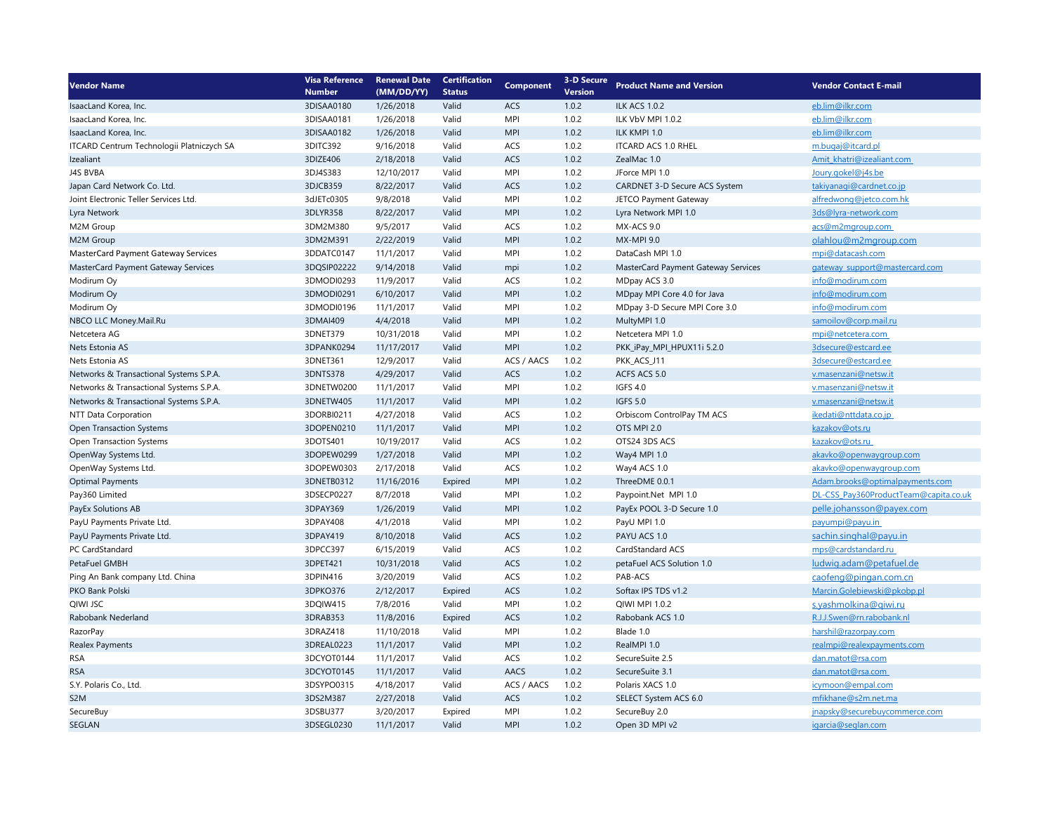| Vendor Name | Visa Reference Number | Renewal Date (MM/DD/YY) | Certification Status | Component | 3-D Secure Version | Product Name and Version | Vendor Contact E-mail |
|---|---|---|---|---|---|---|---|
| IsaacLand Korea, Inc. | 3DISAA0180 | 1/26/2018 | Valid | ACS | 1.0.2 | ILK ACS 1.0.2 | eb.lim@ilkr.com |
| IsaacLand Korea, Inc. | 3DISAA0181 | 1/26/2018 | Valid | MPI | 1.0.2 | ILK VbV MPI 1.0.2 | eb.lim@ilkr.com |
| IsaacLand Korea, Inc. | 3DISAA0182 | 1/26/2018 | Valid | MPI | 1.0.2 | ILK KMPI 1.0 | eb.lim@ilkr.com |
| ITCARD Centrum Technologii Platniczych SA | 3DITC392 | 9/16/2018 | Valid | ACS | 1.0.2 | ITCARD ACS 1.0 RHEL | m.bugaj@itcard.pl |
| Izealiant | 3DIZE406 | 2/18/2018 | Valid | ACS | 1.0.2 | ZealMac 1.0 | Amit_khatri@izealiant.com |
| J4S BVBA | 3DJ4S383 | 12/10/2017 | Valid | MPI | 1.0.2 | JForce MPI 1.0 | Joury.gokel@j4s.be |
| Japan Card Network Co. Ltd. | 3DJCB359 | 8/22/2017 | Valid | ACS | 1.0.2 | CARDNET 3-D Secure ACS System | takiyanagi@cardnet.co.jp |
| Joint Electronic Teller Services Ltd. | 3dJETc0305 | 9/8/2018 | Valid | MPI | 1.0.2 | JETCO Payment Gateway | alfredwong@jetco.com.hk |
| Lyra Network | 3DLYR358 | 8/22/2017 | Valid | MPI | 1.0.2 | Lyra Network MPI 1.0 | 3ds@lyra-network.com |
| M2M Group | 3DM2M380 | 9/5/2017 | Valid | ACS | 1.0.2 | MX-ACS 9.0 | acs@m2mgroup.com |
| M2M Group | 3DM2M391 | 2/22/2019 | Valid | MPI | 1.0.2 | MX-MPI 9.0 | olahlou@m2mgroup.com |
| MasterCard Payment Gateway Services | 3DDATC0147 | 11/1/2017 | Valid | MPI | 1.0.2 | DataCash MPI 1.0 | mpi@datacash.com |
| MasterCard Payment Gateway Services | 3DQSIP02222 | 9/14/2018 | Valid | mpi | 1.0.2 | MasterCard Payment Gateway Services | gateway_support@mastercard.com |
| Modirum Oy | 3DMODI0293 | 11/9/2017 | Valid | ACS | 1.0.2 | MDpay ACS 3.0 | info@modirum.com |
| Modirum Oy | 3DMODI0291 | 6/10/2017 | Valid | MPI | 1.0.2 | MDpay MPI Core 4.0 for Java | info@modirum.com |
| Modirum Oy | 3DMODI0196 | 11/1/2017 | Valid | MPI | 1.0.2 | MDpay 3-D Secure MPI Core 3.0 | info@modirum.com |
| NBCO LLC Money.Mail.Ru | 3DMAI409 | 4/4/2018 | Valid | MPI | 1.0.2 | MultyMPI 1.0 | samoilov@corp.mail.ru |
| Netcetera AG | 3DNET379 | 10/31/2018 | Valid | MPI | 1.0.2 | Netcetera MPI 1.0 | mpi@netcetera.com |
| Nets Estonia AS | 3DPANK0294 | 11/17/2017 | Valid | MPI | 1.0.2 | PKK_iPay_MPI_HPUX11i 5.2.0 | 3dsecure@estcard.ee |
| Nets Estonia AS | 3DNET361 | 12/9/2017 | Valid | ACS / AACS | 1.0.2 | PKK_ACS_J11 | 3dsecure@estcard.ee |
| Networks & Transactional Systems S.P.A. | 3DNTS378 | 4/29/2017 | Valid | ACS | 1.0.2 | ACFS ACS 5.0 | v.masenzani@netsw.it |
| Networks & Transactional Systems S.P.A. | 3DNETW0200 | 11/1/2017 | Valid | MPI | 1.0.2 | IGFS 4.0 | v.masenzani@netsw.it |
| Networks & Transactional Systems S.P.A. | 3DNETW405 | 11/1/2017 | Valid | MPI | 1.0.2 | IGFS 5.0 | v.masenzani@netsw.it |
| NTT Data Corporation | 3DORBI0211 | 4/27/2018 | Valid | ACS | 1.0.2 | Orbiscom ControlPay TM ACS | ikedati@nttdata.co.jp |
| Open Transaction Systems | 3DOPEN0210 | 11/1/2017 | Valid | MPI | 1.0.2 | OTS MPI 2.0 | kazakov@ots.ru |
| Open Transaction Systems | 3DOTS401 | 10/19/2017 | Valid | ACS | 1.0.2 | OTS24 3DS ACS | kazakov@ots.ru |
| OpenWay Systems Ltd. | 3DOPEW0299 | 1/27/2018 | Valid | MPI | 1.0.2 | Way4 MPI 1.0 | akavko@openwaygroup.com |
| OpenWay Systems Ltd. | 3DOPEW0303 | 2/17/2018 | Valid | ACS | 1.0.2 | Way4 ACS 1.0 | akavko@openwaygroup.com |
| Optimal Payments | 3DNETB0312 | 11/16/2016 | Expired | MPI | 1.0.2 | ThreeDME 0.0.1 | Adam.brooks@optimalpayments.com |
| Pay360 Limited | 3DSECP0227 | 8/7/2018 | Valid | MPI | 1.0.2 | Paypoint.Net MPI 1.0 | DL-CSS_Pay360ProductTeam@capita.co.uk |
| PayEx Solutions AB | 3DPAY369 | 1/26/2019 | Valid | MPI | 1.0.2 | PayEx POOL 3-D Secure 1.0 | pelle.johansson@payex.com |
| PayU Payments Private Ltd. | 3DPAY408 | 4/1/2018 | Valid | MPI | 1.0.2 | PayU MPI 1.0 | payumpi@payu.in |
| PayU Payments Private Ltd. | 3DPAY419 | 8/10/2018 | Valid | ACS | 1.0.2 | PAYU ACS 1.0 | sachin.singhal@payu.in |
| PC CardStandard | 3DPCC397 | 6/15/2019 | Valid | ACS | 1.0.2 | CardStandard ACS | mps@cardstandard.ru |
| PetaFuel GMBH | 3DPET421 | 10/31/2018 | Valid | ACS | 1.0.2 | petaFuel ACS Solution 1.0 | ludwig.adam@petafuel.de |
| Ping An Bank company Ltd. China | 3DPIN416 | 3/20/2019 | Valid | ACS | 1.0.2 | PAB-ACS | caofeng@pingan.com.cn |
| PKO Bank Polski | 3DPKO376 | 2/12/2017 | Expired | ACS | 1.0.2 | Softax IPS TDS v1.2 | Marcin.Golebiewski@pkobp.pl |
| QIWI JSC | 3DQIW415 | 7/8/2016 | Valid | MPI | 1.0.2 | QIWI MPI 1.0.2 | s.yashmolkina@qiwi.ru |
| Rabobank Nederland | 3DRAB353 | 11/8/2016 | Expired | ACS | 1.0.2 | Rabobank ACS 1.0 | R.J.J.Swen@rn.rabobank.nl |
| RazorPay | 3DRAZ418 | 11/10/2018 | Valid | MPI | 1.0.2 | Blade 1.0 | harshil@razorpay.com |
| Realex Payments | 3DREAL0223 | 11/1/2017 | Valid | MPI | 1.0.2 | RealMPI 1.0 | realmpi@realexpayments.com |
| RSA | 3DCYOT0144 | 11/1/2017 | Valid | ACS | 1.0.2 | SecureSuite 2.5 | dan.matot@rsa.com |
| RSA | 3DCYOT0145 | 11/1/2017 | Valid | AACS | 1.0.2 | SecureSuite 3.1 | dan.matot@rsa.com |
| S.Y. Polaris Co., Ltd. | 3DSYPO0315 | 4/18/2017 | Valid | ACS / AACS | 1.0.2 | Polaris XACS 1.0 | icymoon@empal.com |
| S2M | 3DS2M387 | 2/27/2018 | Valid | ACS | 1.0.2 | SELECT System ACS 6.0 | mfikhane@s2m.net.ma |
| SecureBuy | 3DSBU377 | 3/20/2017 | Expired | MPI | 1.0.2 | SecureBuy 2.0 | jnapsky@securebuycommerce.com |
| SEGLAN | 3DSEGL0230 | 11/1/2017 | Valid | MPI | 1.0.2 | Open 3D MPI v2 | igarcia@seglan.com |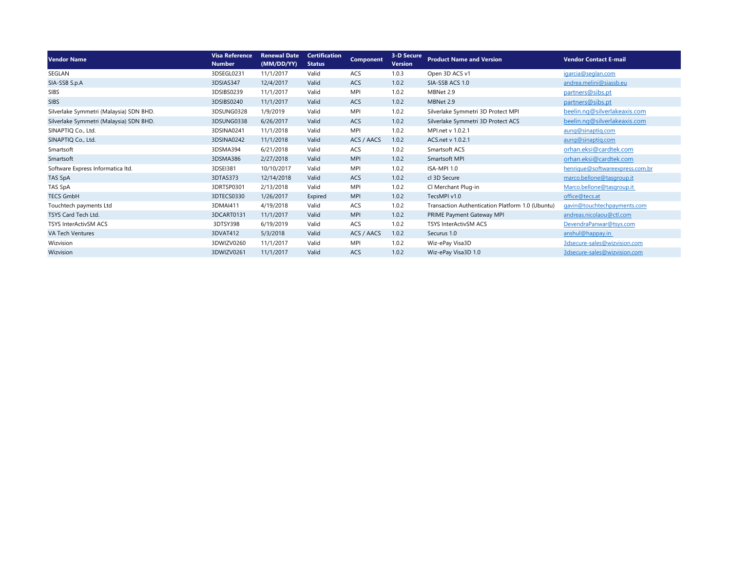| Vendor Name | Visa Reference Number | Renewal Date (MM/DD/YY) | Certification Status | Component | 3-D Secure Version | Product Name and Version | Vendor Contact E-mail |
|---|---|---|---|---|---|---|---|
| SEGLAN | 3DSEGL0231 | 11/1/2017 | Valid | ACS | 1.0.3 | Open 3D ACS v1 | igarcia@seglan.com |
| SIA-SSB S.p.A | 3DSIAS347 | 12/4/2017 | Valid | ACS | 1.0.2 | SIA-SSB ACS 1.0 | andrea.melini@siassb.eu |
| SIBS | 3DSIBS0239 | 11/1/2017 | Valid | MPI | 1.0.2 | MBNet 2.9 | partners@sibs.pt |
| SIBS | 3DSIBS0240 | 11/1/2017 | Valid | ACS | 1.0.2 | MBNet 2.9 | partners@sibs.pt |
| Silverlake Symmetri (Malaysia) SDN BHD. | 3DSUNG0328 | 1/9/2019 | Valid | MPI | 1.0.2 | Silverlake Symmetri 3D Protect MPI | beelin.ng@silverlakeaxis.com |
| Silverlake Symmetri (Malaysia) SDN BHD. | 3DSUNG0338 | 6/26/2017 | Valid | ACS | 1.0.2 | Silverlake Symmetri 3D Protect ACS | beelin.ng@silverlakeaxis.com |
| SINAPTIQ Co., Ltd. | 3DSINA0241 | 11/1/2018 | Valid | MPI | 1.0.2 | MPI.net v 1.0.2.1 | aung@sinaptiq.com |
| SINAPTIQ Co., Ltd. | 3DSINA0242 | 11/1/2018 | Valid | ACS / AACS | 1.0.2 | ACS.net v 1.0.2.1 | aung@sinaptiq.com |
| Smartsoft | 3DSMA394 | 6/21/2018 | Valid | ACS | 1.0.2 | Smartsoft ACS | orhan.eksi@cardtek.com |
| Smartsoft | 3DSMA386 | 2/27/2018 | Valid | MPI | 1.0.2 | Smartsoft MPI | orhan.eksi@cardtek.com |
| Software Express Informatica ltd. | 3DSEI381 | 10/10/2017 | Valid | MPI | 1.0.2 | ISA-MPI 1.0 | henrique@softwareexpress.com.br |
| TAS SpA | 3DTAS373 | 12/14/2018 | Valid | ACS | 1.0.2 | cl 3D Secure | marco.bellone@tasgroup.it |
| TAS SpA | 3DRTSP0301 | 2/13/2018 | Valid | MPI | 1.0.2 | Cl Merchant Plug-in | Marco.bellone@tasgroup.it |
| TECS GmbH | 3DTECS0330 | 1/26/2017 | Expired | MPI | 1.0.2 | TecsMPI v1.0 | office@tecs.at |
| Touchtech payments Ltd | 3DMAI411 | 4/19/2018 | Valid | ACS | 1.0.2 | Transaction Authentication Platform 1.0 (Ubuntu) | gavin@touchtechpayments.com |
| TSYS Card Tech Ltd. | 3DCART0131 | 11/1/2017 | Valid | MPI | 1.0.2 | PRIME Payment Gateway MPI | andreas.nicolaou@ctl.com |
| TSYS InterActivSM ACS | 3DTSY398 | 6/19/2019 | Valid | ACS | 1.0.2 | TSYS InterActivSM ACS | DevendraPanwar@tsys.com |
| VA Tech Ventures | 3DVAT412 | 5/3/2018 | Valid | ACS / AACS | 1.0.2 | Securus 1.0 | anshul@happay.in |
| Wizvision | 3DWIZV0260 | 11/1/2017 | Valid | MPI | 1.0.2 | Wiz-ePay Visa3D | 3dsecure-sales@wizvision.com |
| Wizvision | 3DWIZV0261 | 11/1/2017 | Valid | ACS | 1.0.2 | Wiz-ePay Visa3D 1.0 | 3dsecure-sales@wizvision.com |